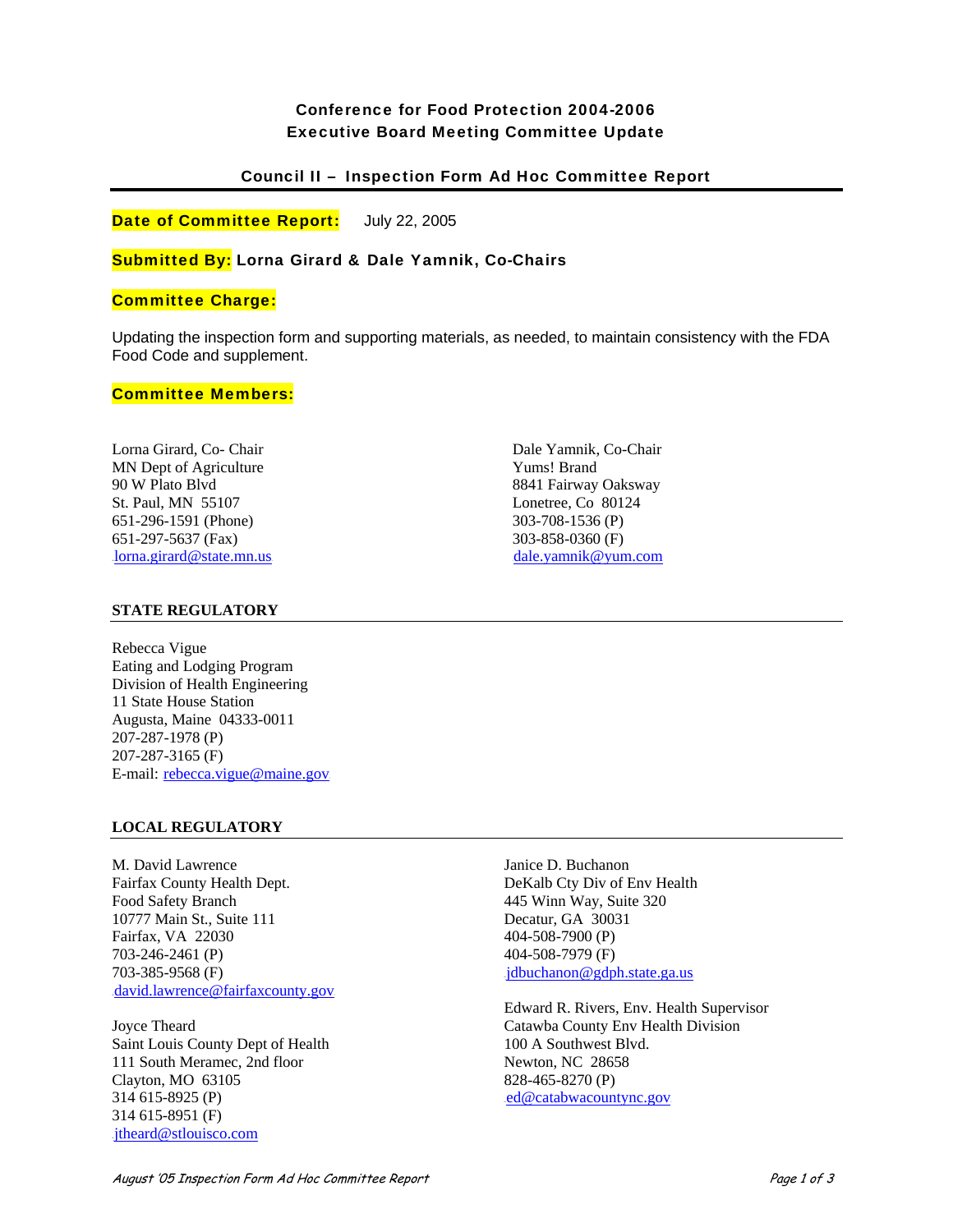**Conference for Food Protection 2004-2006**
**Executive Board Meeting Committee Update**

## Council II – Inspection Form Ad Hoc Committee Report

**Date of Committee Report:** July 22, 2005

**Submitted By:** **Lorna Girard & Dale Yamnik, Co-Chairs**

**Committee Charge:**

Updating the inspection form and supporting materials, as needed, to maintain consistency with the FDA Food Code and supplement.

**Committee Members:**

Lorna Girard, Co- Chair
MN Dept of Agriculture
90 W Plato Blvd
St. Paul, MN 55107
651-296-1591 (Phone)
651-297-5637 (Fax)
lorna.girard@state.mn.us

Dale Yamnik, Co-Chair
Yums! Brand
8841 Fairway Oaksway
Lonetree, Co 80124
303-708-1536 (P)
303-858-0360 (F)
dale.yamnik@yum.com

### STATE REGULATORY

Rebecca Vigue
Eating and Lodging Program
Division of Health Engineering
11 State House Station
Augusta, Maine 04333-0011
207-287-1978 (P)
207-287-3165 (F)
E-mail: rebecca.vigue@maine.gov

### LOCAL REGULATORY

M. David Lawrence
Fairfax County Health Dept.
Food Safety Branch
10777 Main St., Suite 111
Fairfax, VA 22030
703-246-2461 (P)
703-385-9568 (F)
david.lawrence@fairfaxcounty.gov

Joyce Theard
Saint Louis County Dept of Health
111 South Meramec, 2nd floor
Clayton, MO 63105
314 615-8925 (P)
314 615-8951 (F)
jtheard@stlouisco.com

Janice D. Buchanon
DeKalb Cty Div of Env Health
445 Winn Way, Suite 320
Decatur, GA 30031
404-508-7900 (P)
404-508-7979 (F)
jdbuchanon@gdph.state.ga.us

Edward R. Rivers, Env. Health Supervisor
Catawba County Env Health Division
100 A Southwest Blvd.
Newton, NC 28658
828-465-8270 (P)
ed@catabwacountync.gov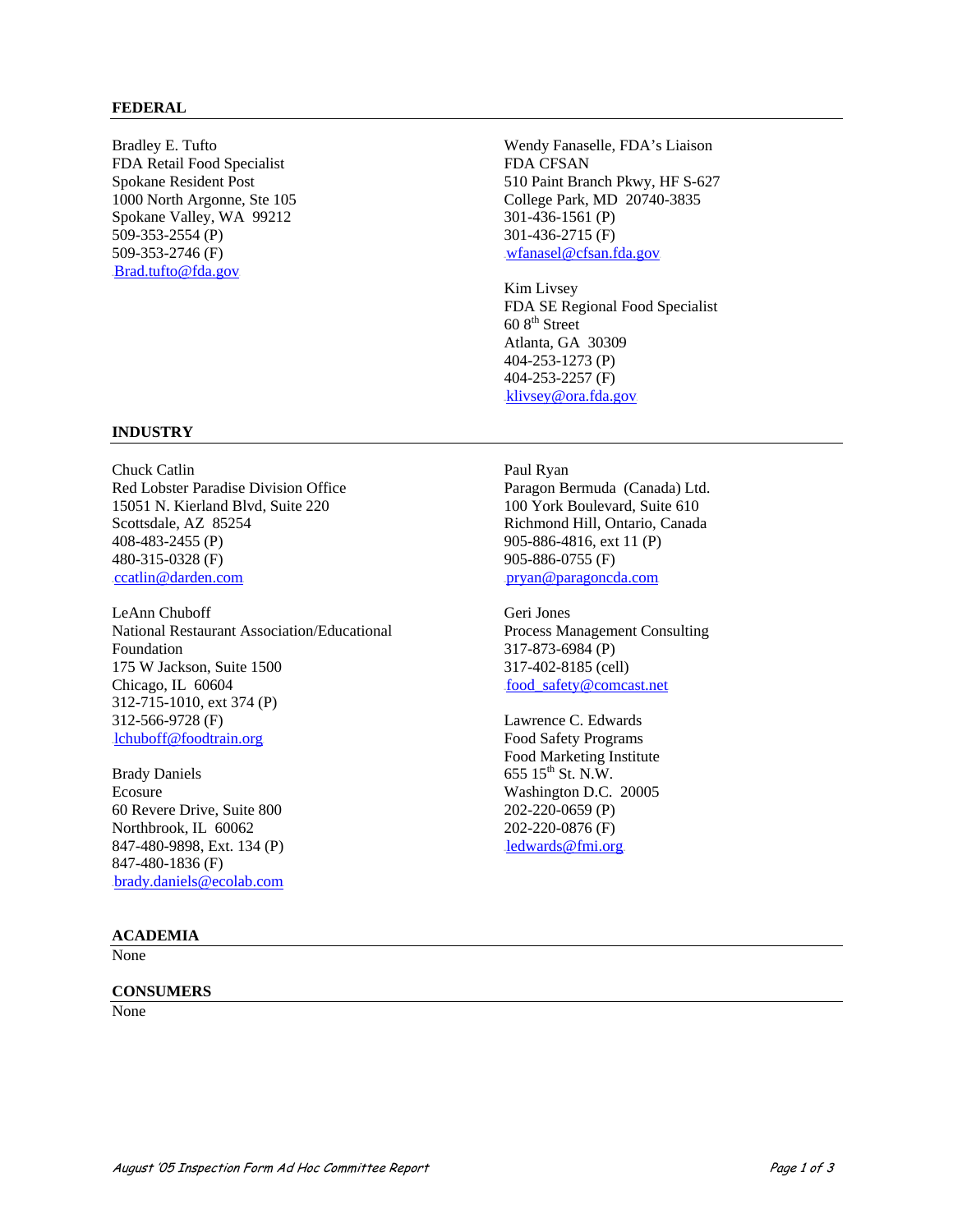## FEDERAL

Bradley E. Tufto
FDA Retail Food Specialist
Spokane Resident Post
1000 North Argonne, Ste 105
Spokane Valley, WA 99212
509-353-2554 (P)
509-353-2746 (F)
Brad.tufto@fda.gov

Wendy Fanaselle, FDA's Liaison
FDA CFSAN
510 Paint Branch Pkwy, HF S-627
College Park, MD 20740-3835
301-436-1561 (P)
301-436-2715 (F)
wfanasel@cfsan.fda.gov

Kim Livsey
FDA SE Regional Food Specialist
60 8th Street
Atlanta, GA 30309
404-253-1273 (P)
404-253-2257 (F)
klivsey@ora.fda.gov

## INDUSTRY

Chuck Catlin
Red Lobster Paradise Division Office
15051 N. Kierland Blvd, Suite 220
Scottsdale, AZ 85254
408-483-2455 (P)
480-315-0328 (F)
ccatlin@darden.com

LeAnn Chuboff
National Restaurant Association/Educational Foundation
175 W Jackson, Suite 1500
Chicago, IL 60604
312-715-1010, ext 374 (P)
312-566-9728 (F)
lchuboff@foodtrain.org

Brady Daniels
Ecosure
60 Revere Drive, Suite 800
Northbrook, IL 60062
847-480-9898, Ext. 134 (P)
847-480-1836 (F)
brady.daniels@ecolab.com

Paul Ryan
Paragon Bermuda (Canada) Ltd.
100 York Boulevard, Suite 610
Richmond Hill, Ontario, Canada
905-886-4816, ext 11 (P)
905-886-0755 (F)
pryan@paragoncda.com

Geri Jones
Process Management Consulting
317-873-6984 (P)
317-402-8185 (cell)
food_safety@comcast.net

Lawrence C. Edwards
Food Safety Programs
Food Marketing Institute
655 15th St. N.W.
Washington D.C. 20005
202-220-0659 (P)
202-220-0876 (F)
ledwards@fmi.org

## ACADEMIA

None

## CONSUMERS

None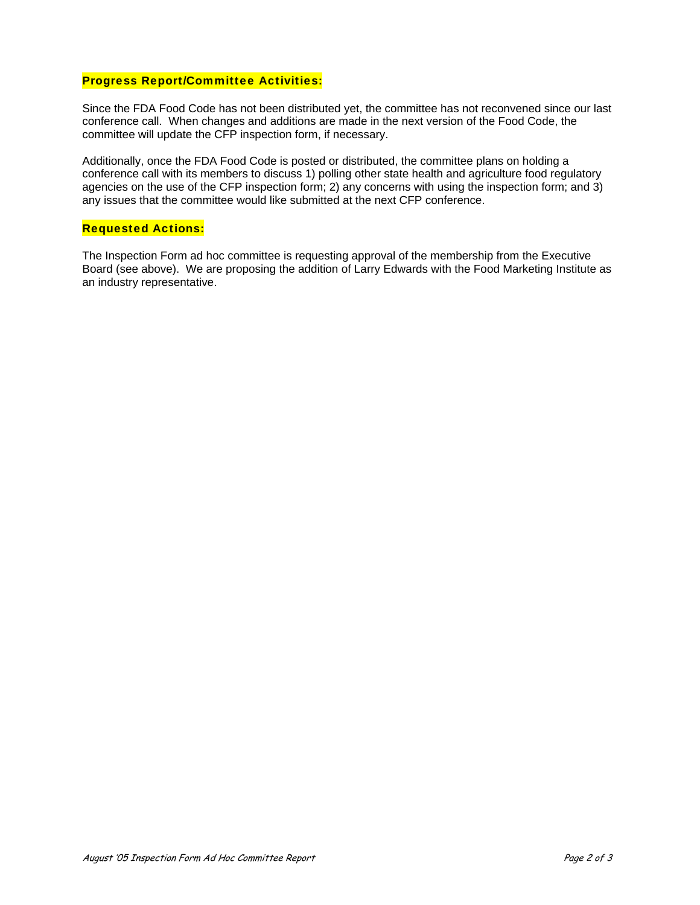**Progress Report/Committee Activities:**

Since the FDA Food Code has not been distributed yet, the committee has not reconvened since our last conference call. When changes and additions are made in the next version of the Food Code, the committee will update the CFP inspection form, if necessary.

Additionally, once the FDA Food Code is posted or distributed, the committee plans on holding a conference call with its members to discuss 1) polling other state health and agriculture food regulatory agencies on the use of the CFP inspection form; 2) any concerns with using the inspection form; and 3) any issues that the committee would like submitted at the next CFP conference.

**Requested Actions:**

The Inspection Form ad hoc committee is requesting approval of the membership from the Executive Board (see above). We are proposing the addition of Larry Edwards with the Food Marketing Institute as an industry representative.